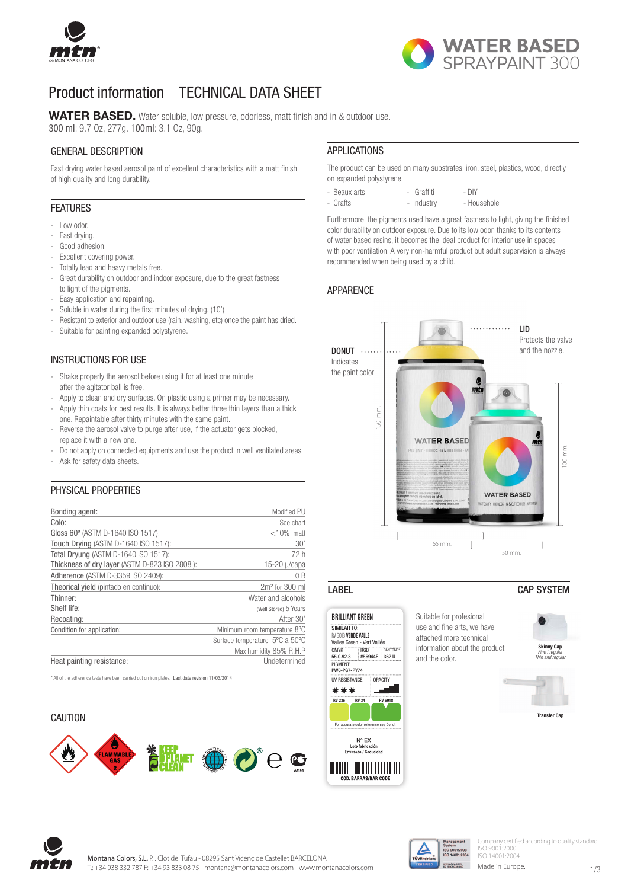# WATER BASED SPRAYPAINT 300

## Product information | TECHNICAL DATA SHEET

**WATER BASED.** Water soluble, low pressure, odorless, matt finish and in & outdoor use.
300 ml: 9.7 Oz, 277g. 100ml: 3.1 Oz, 90g.

### GENERAL DESCRIPTION

Fast drying water based aerosol paint of excellent characteristics with a matt finish of high quality and long durability.

### FEATURES

- Low odor.
- Fast drying.
- Good adhesion.
- Excellent covering power.
- Totally lead and heavy metals free.
- Great durability on outdoor and indoor exposure, due to the great fastness to light of the pigments.
- Easy application and repainting.
- Soluble in water during the first minutes of drying. (10')
- Resistant to exterior and outdoor use (rain, washing, etc) once the paint has dried.
- Suitable for painting expanded polystyrene.

### INSTRUCTIONS FOR USE

- Shake properly the aerosol before using it for at least one minute after the agitator ball is free.
- Apply to clean and dry surfaces. On plastic using a primer may be necessary.
- Apply thin coats for best results. It is always better three thin layers than a thick one. Repaintable after thirty minutes with the same paint.
- Reverse the aerosol valve to purge after use, if the actuator gets blocked, replace it with a new one.
- Do not apply on connected equipments and use the product in well ventilated areas.
- Ask for safety data sheets.

### PHYSICAL PROPERTIES

| | |
|---|---|
| Bonding agent: | Modified PU |
| Colo: | See chart |
| Gloss 60º (ASTM D-1640 ISO 1517): | <10% matt |
| Touch Drying (ASTM D-1640 ISO 1517): | 30' |
| Total Dryung (ASTM D-1640 ISO 1517): | 72 h |
| Thickness of dry layer (ASTM D-823 ISO 2808 ): | 15-20 μ/capa |
| Adherence (ASTM D-3359 ISO 2409): | 0 B |
| Theorical yield (pintado en continuo): | 2m² for 300 ml |
| Thinner: | Water and alcohols |
| Shelf life: | (Well Stored) 5 Years |
| Recoating: | After 30' |
| Condition for application: | Minimum room temperature 8ºC |
| | Surface temperature 5ºC a 50ºC |
| | Max humidity 85% R.H.P |
| Heat painting resistance: | Undetermined |

* All of the adherence tests have been carried out on iron plates. Last date revision 11/03/2014

### CAUTION

### APPLICATIONS

The product can be used on many substrates: iron, steel, plastics, wood, directly on expanded polystyrene.

- Beaux arts
- Crafts
- Graffiti
- Industry
- DIY
- Househole

Furthermore, the pigments used have a great fastness to light, giving the finished color durability on outdoor exposure. Due to its low odor, thanks to its contents of water based resins, it becomes the ideal product for interior use in spaces with poor ventilation. A very non-harmful product but adult supervision is always recommended when being used by a child.

### APPARENCE

**DONUT** Indicates the paint color

**LID** Protects the valve and the nozzle.

150 mm. / 65 mm. / 100 mm. / 50 mm.

### LABEL

BRILLIANT GREEN
SIMILAR TO: RV 6018 VERDE VALLE Valley Green - Vert Vallée
CMYK 55.0.92.3 | RGB #56944F | PANTONE 362 U
PIGMENT: PW6-PG7-PY74
UV RESISTANCE | OPACITY
RV 236 | RV 34 | RV 6018
For accurate color reference see Donut
Nº EX Lote fabricación Envasado / Caducidad
COD. BARRAS/BAR CODE

Suitable for profesional use and fine arts, we have attached more technical information about the product and the color.

### CAP SYSTEM

**Skinny Cap** Fino / regular Thin and regular

**Transfer Cap**

Montana Colors, S.L. P.I. Clot del Tufau - 08295 Sant Vicenç de Castellet BARCELONA
T.: +34 938 332 787 F: +34 93 833 08 75 - montana@montanacolors.com - www.montanacolors.com

Company certified according to quality standard ISO 9001:2000 ISO 14001:2004

Made in Europe.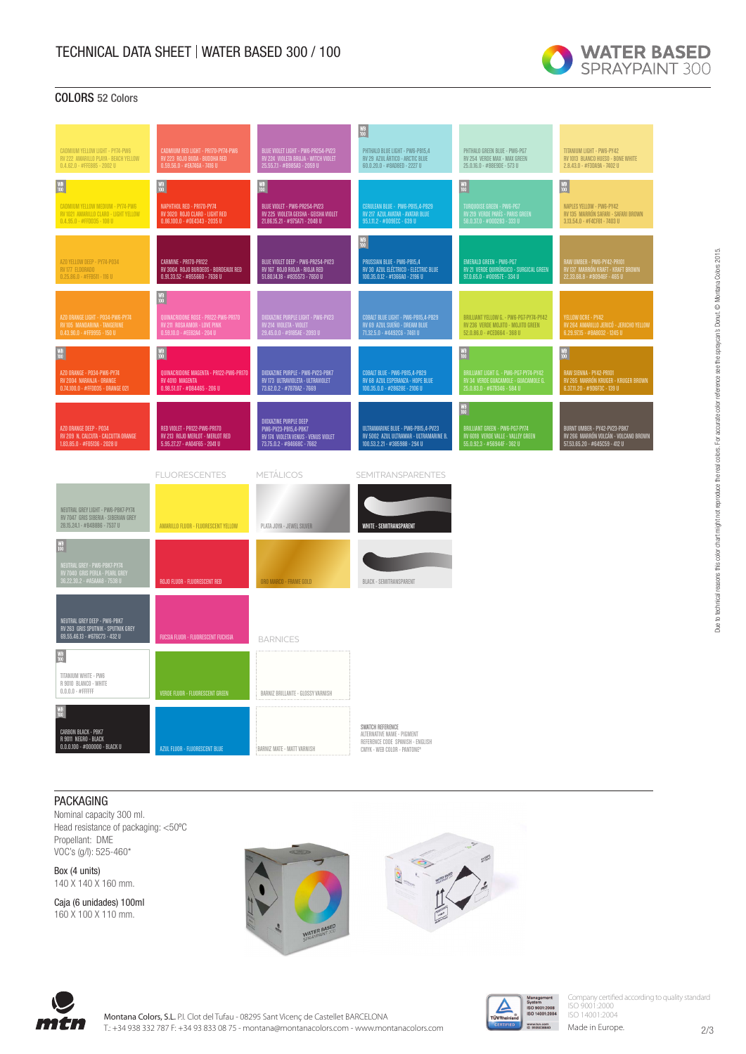# TECHNICAL DATA SHEET | WATER BASED 300 / 100

## COLORS 52 Colors

CADMIUM YELLOW LIGHT - PY74-PW6
RV 222 AMARILLO PLAYA - BEACH YELLOW
0.4.62.0 - #FFE885 - 2002 U

CADMIUM RED LIGHT - PR170-PY74-PW6
RV 223 ROJO BUDA - BUDDHA RED
0.59.56.0 - #EA766A - 7416 U

BLUE VIOLET LIGHT - PW6-PR254-PV23
RV 224 VIOLETA BRUJA - WITCH VIOLET
25.55.7.1 - #B985A3 - 2059 U

WB 100
PHTHALO BLUE LIGHT - PW6-PB15.4
RV 29 AZUL ÁRTICO - ARCTIC BLUE
60.0.20.0 - #9ADBE8 - 2227 U

PHTHALO GREEN BLUE - PW6-PG7
RV 254 VERDE MAX - MAX GREEN
25.0.16.0 - #9BE9DE - 573 U

TITANIUM LIGHT - PW6-PY42
RV 1013 BLANCO HUESO - BONE WHITE
2.8.43.0 - #F3DA9A - 7402 U

WB 100
CADMIUM YELLOW MEDIUM - PY74-PW6
RV 1021 AMARILLO CLARO - LIGHT YELLOW
0.4.95.0 - #FFDD35 - 108 U

WB 100
NAPHTHOL RED - PR170-PY74
RV 3020 ROJO CLARO - LIGHT RED
0.86.100.0 - #DE4343 - 2035 U

WB 100
BLUE VIOLET - PW6-PR254-PV23
RV 225 VIOLETA GEISHA - GEISHA VIOLET
21.86.15.21 - #975A71 - 2048 U

CERULEAN BLUE - PW6-PB15.4-PB29
RV 217 AZUL AVATAR - AVATAR BLUE
95.1.11.2 - #009ECC - 639 U

WB 100
TURQUOISE GREEN - PW6-PG7
RV 219 VERDE PARÍS - PARIS GREEN
58.0.37.0 - #00D293 - 333 U

WB 100
NAPLES YELLOW - PW6-PY42
RV 135 MARRÓN SAFARI - SAFARI BROWN
3.13.54.0 - #F4CF61 - 7403 U

AZO YELLOW DEEP - PY74-PO34
RV 177 ELDORADO
0.25.86.0 - #FFB511 - 116 U

CARMINE - PR170-PR122
RV 3004 ROJO BURDEOS - BORDEAUX RED
0.91.33.52 - #855660 - 7638 U

BLUE VIOLET DEEP - PW6-PR254-PV23
RV 167 ROJO RIOJA - RIOJA RED
51.80.14.18 - #935573 - 7650 U

WB 100
PRUSSIAN BLUE - PW6-PB15.4
RV 30 AZUL ELÉCTRICO - ELECTRIC BLUE
100.35.0.12 - #1366AD - 2196 U

EMERALD GREEN - PW6-PG7
RV 21 VERDE QUIRÚRGICO - SURGICAL GREEN
97.0.65.0 - #00957E - 334 U

RAW UMBER - PW6-PY42-PR101
RV 137 MARRÓN KRAFT - KRAFT BROWN
22.33.66.8 - #B0946F - 465 U

AZO ORANGE LIGHT - PO34-PW6-PY74
RV 105 MANDARINA - TANGERINE
0.43.90.0 - #FF9955 - 150 U

WB 100
QUINACRIDONE ROSE - PR122-PW6-PR170
RV 211 ROSA AMOR - LOVE PINK
0.59.10.0 - #E592A4 - 204 U

DIOXAZINE PURPLE LIGHT - PW6-PV23
RV 214 VIOLETA - VIOLET
29.45.0.0 - #9185AE - 2093 U

COBALT BLUE LIGHT - PW6-PB15.4-PB29
RV 69 AZUL SUEÑO - DREAM BLUE
71.32.5.0 - #4492C6 - 7461 U

BRILLIANT YELLOW G. - PW6-PG7-PY74-PY42
RV 236 VERDE MOJITO - MOJITO GREEN
52.0.86.0 - #CED664 - 368 U

YELLOW OCRE - PY42
RV 264 AMARILLO JERICÓ - JERICHO YELLOW
6.29.97.15 - #BA8032 - 1245 U

WB 100
AZO ORANGE - PO34-PW6-PY74
RV 2004 NARANJA - ORANGE
0.74.100.0 - #FF0035 - ORANGE 021

QUINACRIDONE MAGENTA - PR122-PW6-PR170
RV 4010 MAGENTA
0.98.51.07 - #D84465 - 206 U

DIOXAZINE PURPLE - PW6-PV23-PBK7
RV 173 ULTRAVIOLETA - ULTRAVIOLET
73.62.0.2 - #7878A2 - 7669

COBALT BLUE - PW6-PB15.4-PB29
RV 68 AZUL ESPERANZA - HOPE BLUE
100.35.0.0 - #2862BE - 2106 U

WB 100
BRILLIANT LIGHT G. - PW6-PG7-PY74-PY42
RV 34 VERDE GUACAMOLE - GUACAMOLE G.
25.0.83.0 - #678346 - 584 U

WB 100
RAW SIENNA - PY42-PR101
RV 265 MARRÓN KRUGER - KRUGER BROWN
6.37.11.20 - #906F3C - 139 U

AZO ORANGE DEEP - PO34
RV 209 N. CALCUTA - CALCUTTA ORANGE
1.83.85.0 - #F05136 - 2028 U

RED VIOLET - PR122-PW6-PR170
RV 213 ROJO MERLOT - MERLOT RED
5.95.27.27 - #A04F65 - 2041 U

DIOXAZINE PURPLE DEEP
PW6-PV23-PB15.4-PBK7
RV 174 VIOLETA VENUS - VENUS VIOLET
73.75.0.2 - #84668C - 7662

ULTRAMARINE BLUE - PW6-PB15.4-PV23
RV 5002 AZUL ULTRAMAR - ULTRAMARINE B.
100.53.2.21 - #385988 - 294 U

WB 100
BRILLIANT GREEN - PW6-PG7-PY74
RV 6018 VERDE VALLE - VALLEY GREEN
55.0.92.3 - #56944F - 362 U

BURNT UMBER - PY42-PV23-PBK7
RV 266 MARRÓN VOLCÁN - VOLCANO BROWN
57.53.65.20 - #645C59 - 412 U

NEUTRAL GREY LIGHT - PW6-PBK7-PY74
RV 7047 GRIS SIBERIA - SIBERIAN GREY
28.15.24.1 - #B4B8B6 - 7537 U

WB 100
NEUTRAL GREY - PW6-PBK7-PY74
RV 7040 GRIS PERLA - PEARL GREY
36.22.30.2 - #A5AAA8 - 7538 U

NEUTRAL GREY DEEP - PW6-PBK7
RV 263 GRIS SPUTNIK - SPUTNIK GREY
69.55.46.13 - #676C73 - 432 U

WB 100
TITANIUM WHITE - PW6
R 9010 BLANCO - WHITE
0.0.0.0 - #FFFFFF

WB 100
CARBON BLACK - PBK7
R 9011 NEGRO - BLACK
0.0.0.100 - #000000 - BLACK U

### FLUORESCENTES

AMARILLO FLUOR - FLUORESCENT YELLOW

ROJO FLUOR - FLUORESCENT RED

FUCSIA FLUOR - FLUORESCENT FUCHSIA

VERDE FLUOR - FLUORESCENT GREEN

AZUL FLUOR - FLUORESCENT BLUE

### METÁLICOS

PLATA JOYA - JEWEL SILVER

ORO MARCO - FRAME GOLD

### SEMITRANSPARENTES

WHITE - SEMITRANSPARENT

BLACK - SEMITRANSPARENT

### BARNICES

BARNIZ BRILLANTE - GLOSSY VARNISH

BARNIZ MATE - MATT VARNISH

SWATCH REFERENCE
ALTERNATIVE NAME - PIGMENT
REFERENCE CODE SPANISH - ENGLISH
CMYK - WEB COLOR - PANTONE®

Due to technical reasons this color chart might not reproduce the real colors. For accurate color reference see the spraycan's Donut. © Montana Colors 2015.

## PACKAGING

Nominal capacity 300 ml.
Head resistance of packaging: <50ºC
Propellant: DME
VOC's (g/l): 525-460*

Box (4 units)
140 X 140 X 160 mm.

Caja (6 unidades) 100ml
160 X 100 X 110 mm.

Montana Colors, S.L. P.I. Clot del Tufau - 08295 Sant Vicenç de Castellet BARCELONA
T.: +34 938 332 787 F: +34 93 833 08 75 - montana@montanacolors.com - www.montanacolors.com

Company certified according to quality standard
ISO 9001:2000
ISO 14001:2004
Made in Europe.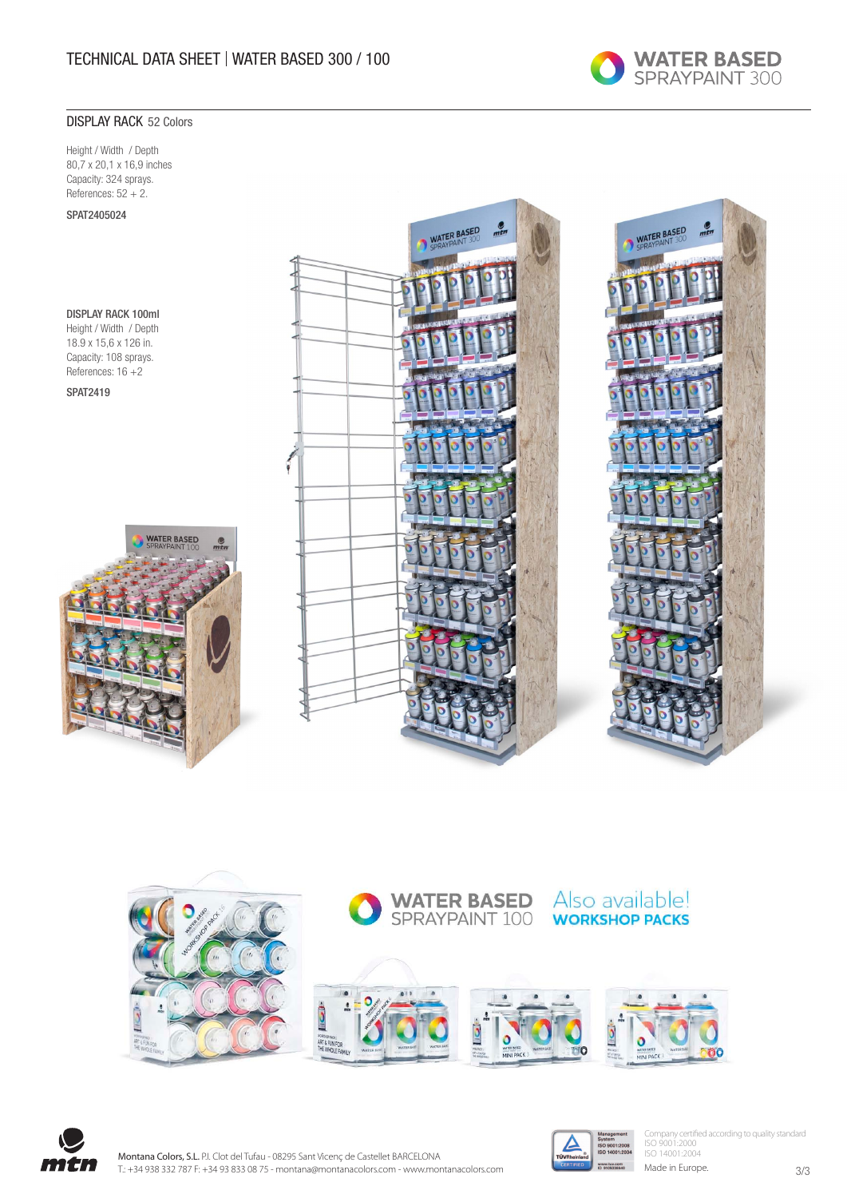TECHNICAL DATA SHEET | WATER BASED 300 / 100

WATER BASED SPRAYPAINT 300

## DISPLAY RACK 52 Colors

Height / Width / Depth
80,7 x 20,1 x 16,9 inches
Capacity: 324 sprays.
References: 52 + 2.

**SPAT2405024**

## DISPLAY RACK 100ml

Height / Width / Depth
18.9 x 15,6 x 126 in.
Capacity: 108 sprays.
References: 16 +2

**SPAT2419**

WATER BASED SPRAYPAINT 100

Also available!
**WORKSHOP PACKS**

Montana Colors, S.L. P.I. Clot del Tufau - 08295 Sant Vicenç de Castellet BARCELONA
T.: +34 938 332 787 F: +34 93 833 08 75 - montana@montanacolors.com - www.montanacolors.com

Company certified according to quality standard
ISO 9001:2000
ISO 14001:2004

Made in Europe.